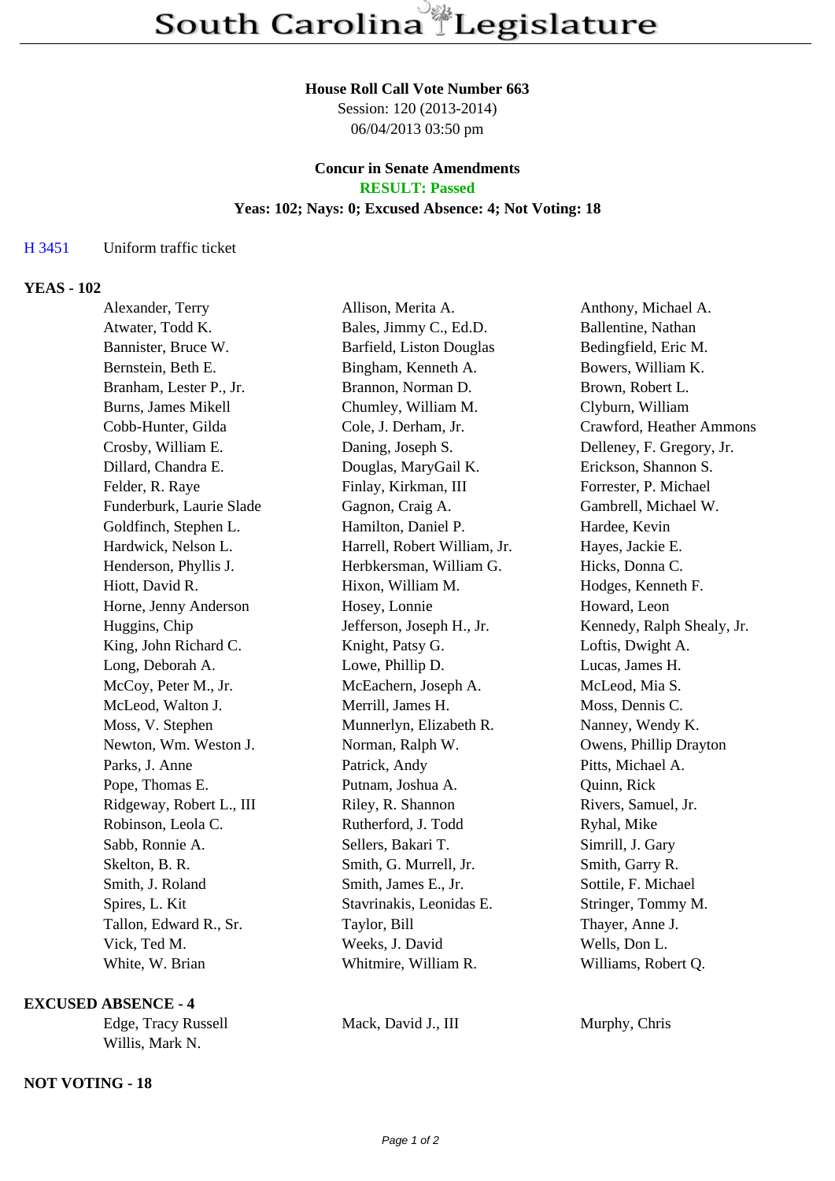# South Carolina Legislature

**House Roll Call Vote Number 663**
Session: 120 (2013-2014)
06/04/2013 03:50 pm

**Concur in Senate Amendments**
**RESULT: Passed**
**Yeas: 102; Nays: 0; Excused Absence: 4; Not Voting: 18**

H 3451 Uniform traffic ticket

**YEAS - 102**

| | | |
|---|---|---|
| Alexander, Terry | Allison, Merita A. | Anthony, Michael A. |
| Atwater, Todd K. | Bales, Jimmy C., Ed.D. | Ballentine, Nathan |
| Bannister, Bruce W. | Barfield, Liston Douglas | Bedingfield, Eric M. |
| Bernstein, Beth E. | Bingham, Kenneth A. | Bowers, William K. |
| Branham, Lester P., Jr. | Brannon, Norman D. | Brown, Robert L. |
| Burns, James Mikell | Chumley, William M. | Clyburn, William |
| Cobb-Hunter, Gilda | Cole, J. Derham, Jr. | Crawford, Heather Ammons |
| Crosby, William E. | Daning, Joseph S. | Delleney, F. Gregory, Jr. |
| Dillard, Chandra E. | Douglas, MaryGail K. | Erickson, Shannon S. |
| Felder, R. Raye | Finlay, Kirkman, III | Forrester, P. Michael |
| Funderburk, Laurie Slade | Gagnon, Craig A. | Gambrell, Michael W. |
| Goldfinch, Stephen L. | Hamilton, Daniel P. | Hardee, Kevin |
| Hardwick, Nelson L. | Harrell, Robert William, Jr. | Hayes, Jackie E. |
| Henderson, Phyllis J. | Herbkersman, William G. | Hicks, Donna C. |
| Hiott, David R. | Hixon, William M. | Hodges, Kenneth F. |
| Horne, Jenny Anderson | Hosey, Lonnie | Howard, Leon |
| Huggins, Chip | Jefferson, Joseph H., Jr. | Kennedy, Ralph Shealy, Jr. |
| King, John Richard C. | Knight, Patsy G. | Loftis, Dwight A. |
| Long, Deborah A. | Lowe, Phillip D. | Lucas, James H. |
| McCoy, Peter M., Jr. | McEachern, Joseph A. | McLeod, Mia S. |
| McLeod, Walton J. | Merrill, James H. | Moss, Dennis C. |
| Moss, V. Stephen | Munnerlyn, Elizabeth R. | Nanney, Wendy K. |
| Newton, Wm. Weston J. | Norman, Ralph W. | Owens, Phillip Drayton |
| Parks, J. Anne | Patrick, Andy | Pitts, Michael A. |
| Pope, Thomas E. | Putnam, Joshua A. | Quinn, Rick |
| Ridgeway, Robert L., III | Riley, R. Shannon | Rivers, Samuel, Jr. |
| Robinson, Leola C. | Rutherford, J. Todd | Ryhal, Mike |
| Sabb, Ronnie A. | Sellers, Bakari T. | Simrill, J. Gary |
| Skelton, B. R. | Smith, G. Murrell, Jr. | Smith, Garry R. |
| Smith, J. Roland | Smith, James E., Jr. | Sottile, F. Michael |
| Spires, L. Kit | Stavrinakis, Leonidas E. | Stringer, Tommy M. |
| Tallon, Edward R., Sr. | Taylor, Bill | Thayer, Anne J. |
| Vick, Ted M. | Weeks, J. David | Wells, Don L. |
| White, W. Brian | Whitmire, William R. | Williams, Robert Q. |

**EXCUSED ABSENCE - 4**

| | | |
|---|---|---|
| Edge, Tracy Russell | Mack, David J., III | Murphy, Chris |
| Willis, Mark N. | | |

**NOT VOTING - 18**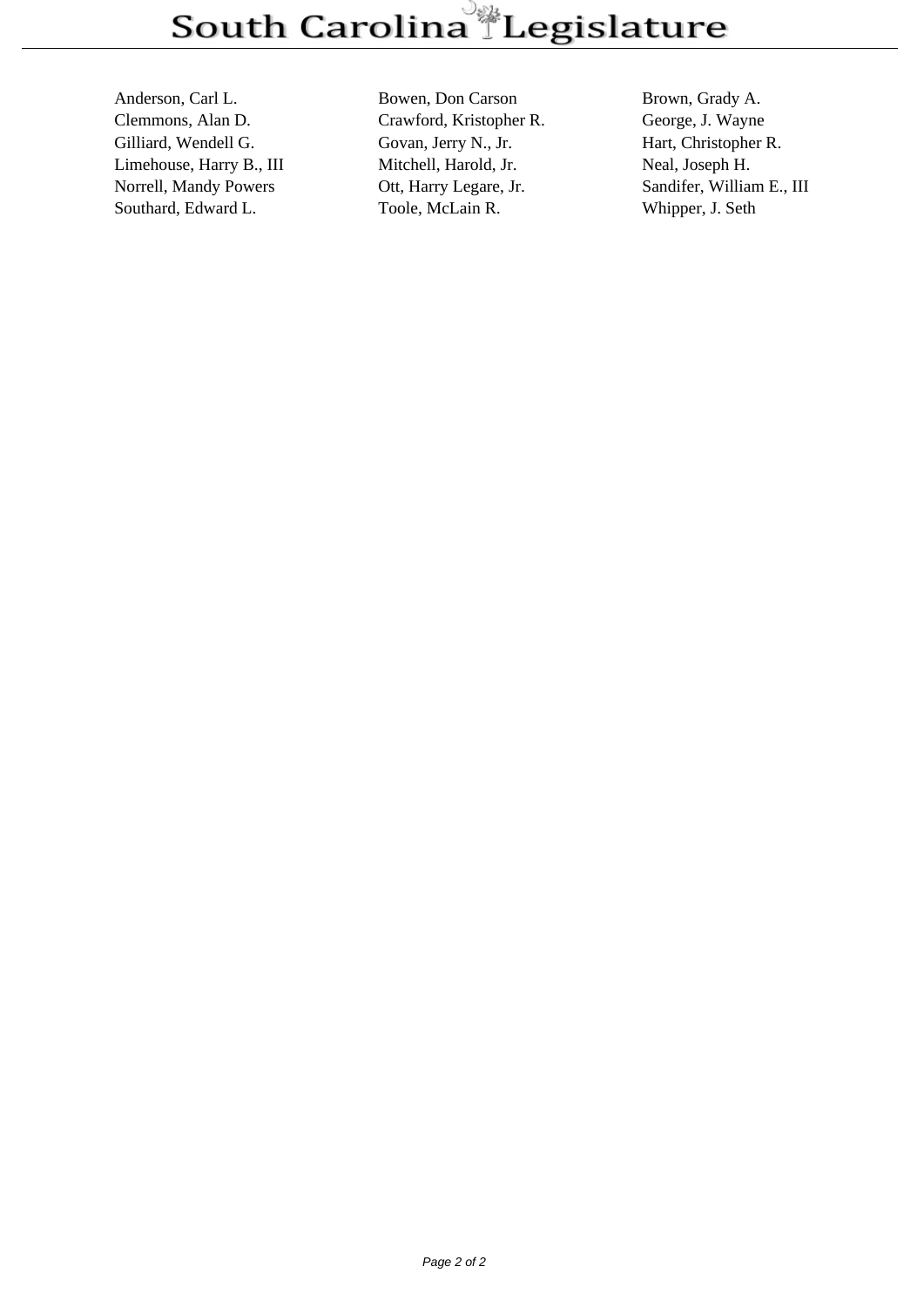| | | |
|---|---|---|
| Anderson, Carl L. | Bowen, Don Carson | Brown, Grady A. |
| Clemmons, Alan D. | Crawford, Kristopher R. | George, J. Wayne |
| Gilliard, Wendell G. | Govan, Jerry N., Jr. | Hart, Christopher R. |
| Limehouse, Harry B., III | Mitchell, Harold, Jr. | Neal, Joseph H. |
| Norrell, Mandy Powers | Ott, Harry Legare, Jr. | Sandifer, William E., III |
| Southard, Edward L. | Toole, McLain R. | Whipper, J. Seth |